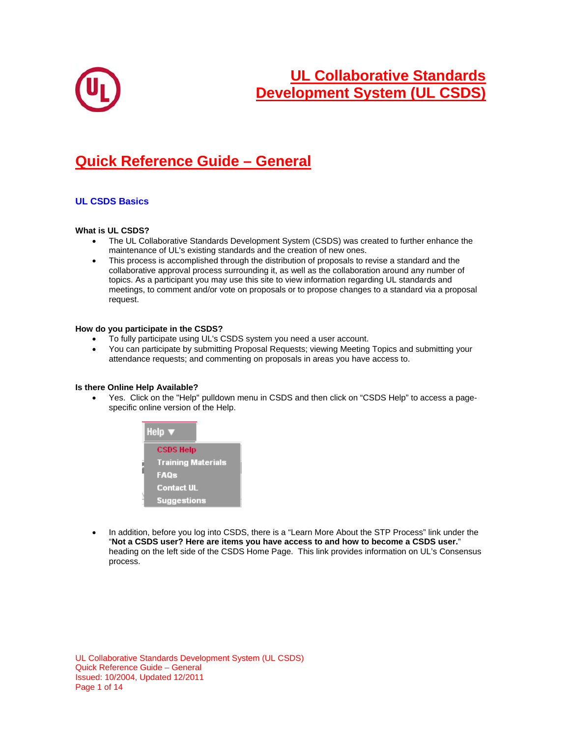# UL Collaborative Standards Development System (UL CSDS)

# Quick Reference Guide – General

## UL CSDS Basics

**What is UL CSDS?**

- The UL Collaborative Standards Development System (CSDS) was created to further enhance the maintenance of UL's existing standards and the creation of new ones.
- This process is accomplished through the distribution of proposals to revise a standard and the collaborative approval process surrounding it, as well as the collaboration around any number of topics. As a participant you may use this site to view information regarding UL standards and meetings, to comment and/or vote on proposals or to propose changes to a standard via a proposal request.

**How do you participate in the CSDS?**

- To fully participate using UL's CSDS system you need a user account.
- You can participate by submitting Proposal Requests; viewing Meeting Topics and submitting your attendance requests; and commenting on proposals in areas you have access to.

**Is there Online Help Available?**

- Yes. Click on the "Help" pulldown menu in CSDS and then click on "CSDS Help" to access a page-specific online version of the Help.

Help ▼
- CSDS Help
- Training Materials
- FAQs
- Contact UL
- Suggestions

- In addition, before you log into CSDS, there is a "Learn More About the STP Process" link under the "**Not a CSDS user? Here are items you have access to and how to become a CSDS user.**" heading on the left side of the CSDS Home Page. This link provides information on UL's Consensus process.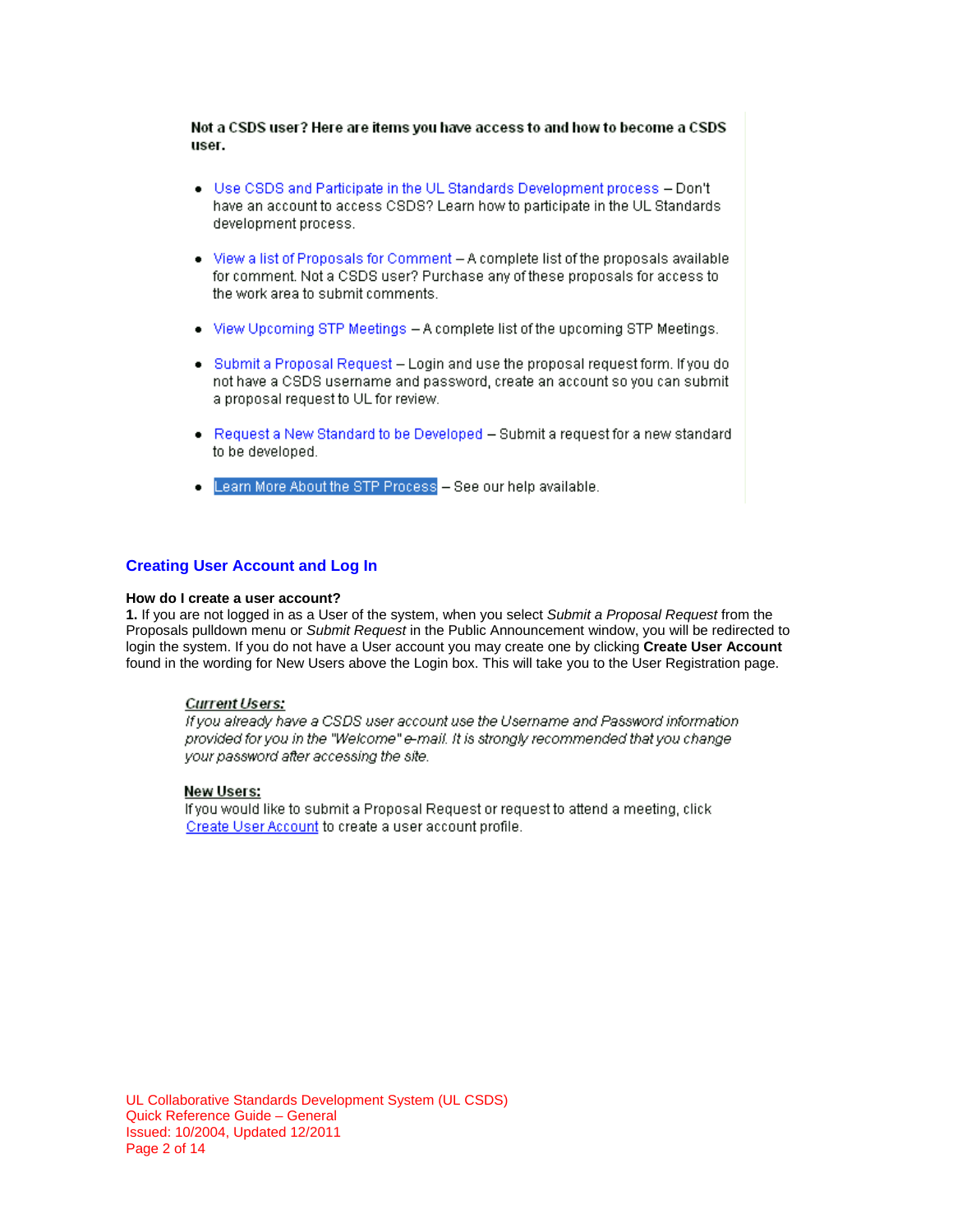**Not a CSDS user? Here are items you have access to and how to become a CSDS user.**

- Use CSDS and Participate in the UL Standards Development process – Don't have an account to access CSDS? Learn how to participate in the UL Standards development process.
- View a list of Proposals for Comment – A complete list of the proposals available for comment. Not a CSDS user? Purchase any of these proposals for access to the work area to submit comments.
- View Upcoming STP Meetings – A complete list of the upcoming STP Meetings.
- Submit a Proposal Request – Login and use the proposal request form. If you do not have a CSDS username and password, create an account so you can submit a proposal request to UL for review.
- Request a New Standard to be Developed – Submit a request for a new standard to be developed.
- Learn More About the STP Process – See our help available.

## Creating User Account and Log In

**How do I create a user account?**

**1.** If you are not logged in as a User of the system, when you select *Submit a Proposal Request* from the Proposals pulldown menu or *Submit Request* in the Public Announcement window, you will be redirected to login the system. If you do not have a User account you may create one by clicking **Create User Account** found in the wording for New Users above the Login box. This will take you to the User Registration page.

***Current Users:***
*If you already have a CSDS user account use the Username and Password information provided for you in the "Welcome" e-mail. It is strongly recommended that you change your password after accessing the site.*

**New Users:**
If you would like to submit a Proposal Request or request to attend a meeting, click Create User Account to create a user account profile.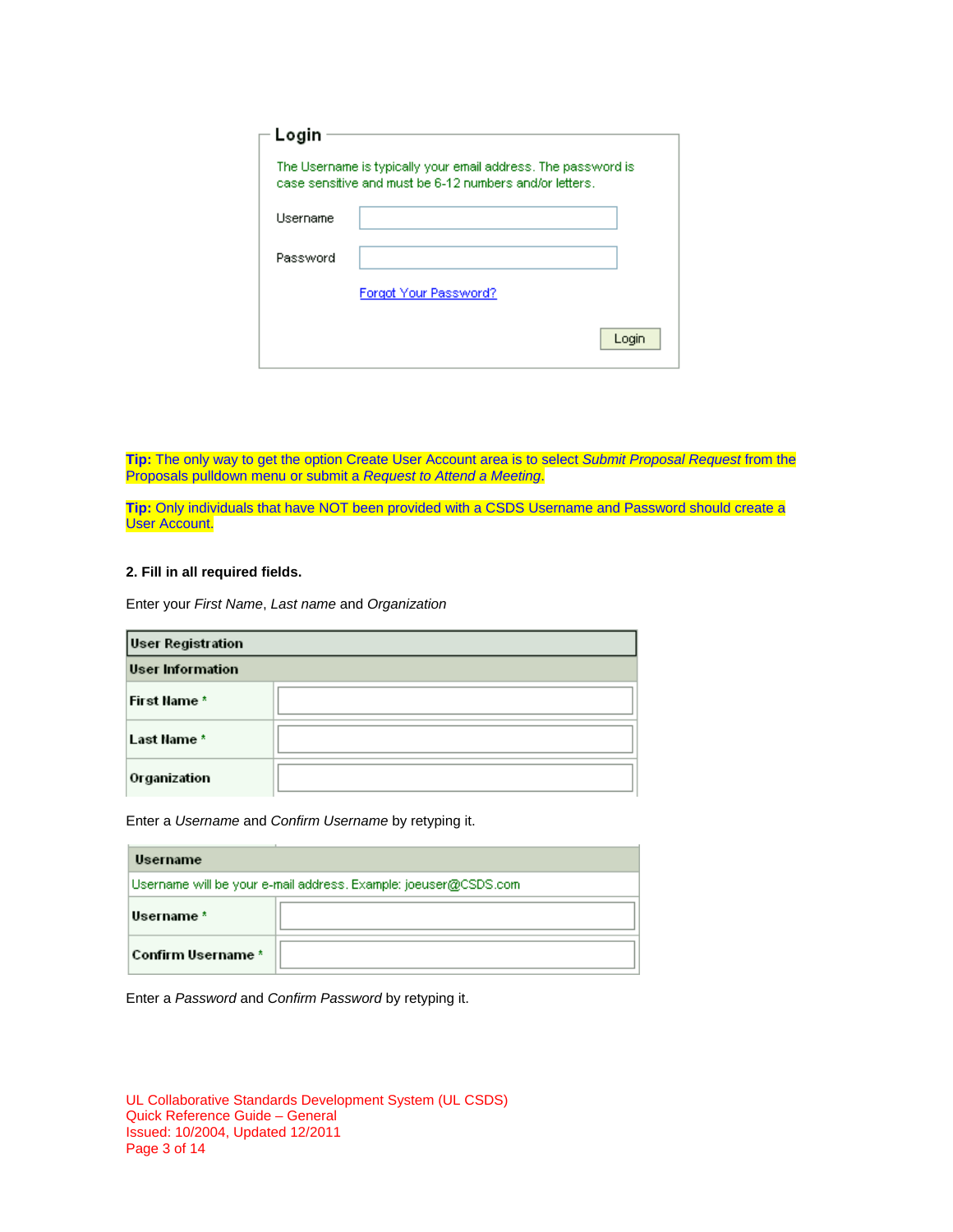**Login**

The Username is typically your email address. The password is case sensitive and must be 6-12 numbers and/or letters.

Username

Password

Forgot Your Password?

Login

**Tip:** The only way to get the option Create User Account area is to select *Submit Proposal Request* from the Proposals pulldown menu or submit a *Request to Attend a Meeting*.

**Tip:** Only individuals that have NOT been provided with a CSDS Username and Password should create a User Account.

**2. Fill in all required fields.**

Enter your *First Name*, *Last name* and *Organization*

| User Registration | |
|---|---|
| **User Information** | |
| First Name * | |
| Last Name * | |
| Organization | |

Enter a *Username* and *Confirm Username* by retyping it.

| Username | |
|---|---|
| Username will be your e-mail address. Example: joeuser@CSDS.com | |
| Username * | |
| Confirm Username * | |

Enter a *Password* and *Confirm Password* by retyping it.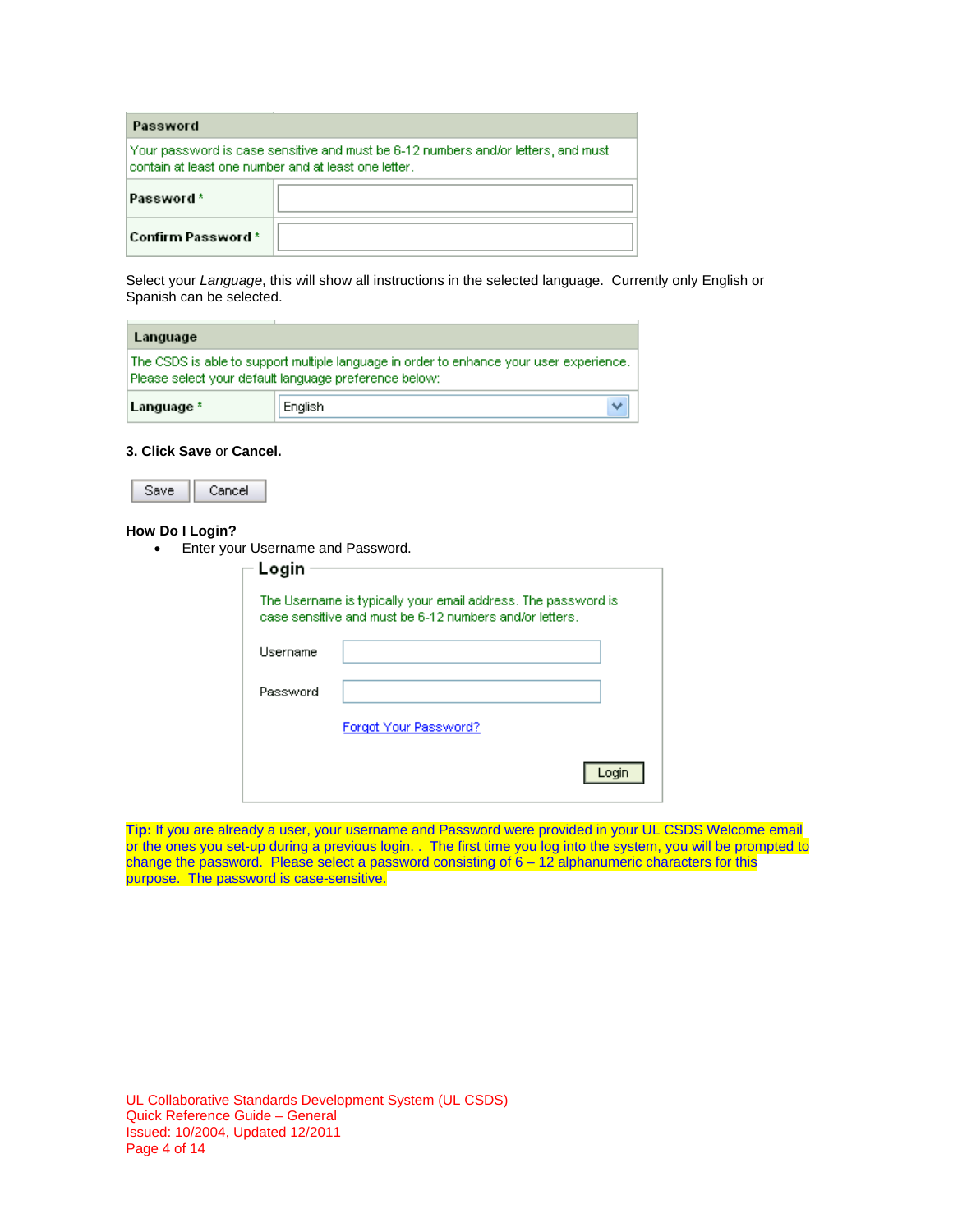| Password | |
|---|---|
| Your password is case sensitive and must be 6-12 numbers and/or letters, and must contain at least one number and at least one letter. | |
| Password * | |
| Confirm Password * | |

Select your *Language*, this will show all instructions in the selected language. Currently only English or Spanish can be selected.

| Language | |
|---|---|
| The CSDS is able to support multiple language in order to enhance your user experience. Please select your default language preference below: | |
| Language * | English |

**3. Click Save** or **Cancel.**

Save | Cancel

**How Do I Login?**

- Enter your Username and Password.

**Login**

The Username is typically your email address. The password is case sensitive and must be 6-12 numbers and/or letters.

Username

Password

Forgot Your Password?

Login

**Tip:** If you are already a user, your username and Password were provided in your UL CSDS Welcome email or the ones you set-up during a previous login. . The first time you log into the system, you will be prompted to change the password. Please select a password consisting of 6 – 12 alphanumeric characters for this purpose. The password is case-sensitive.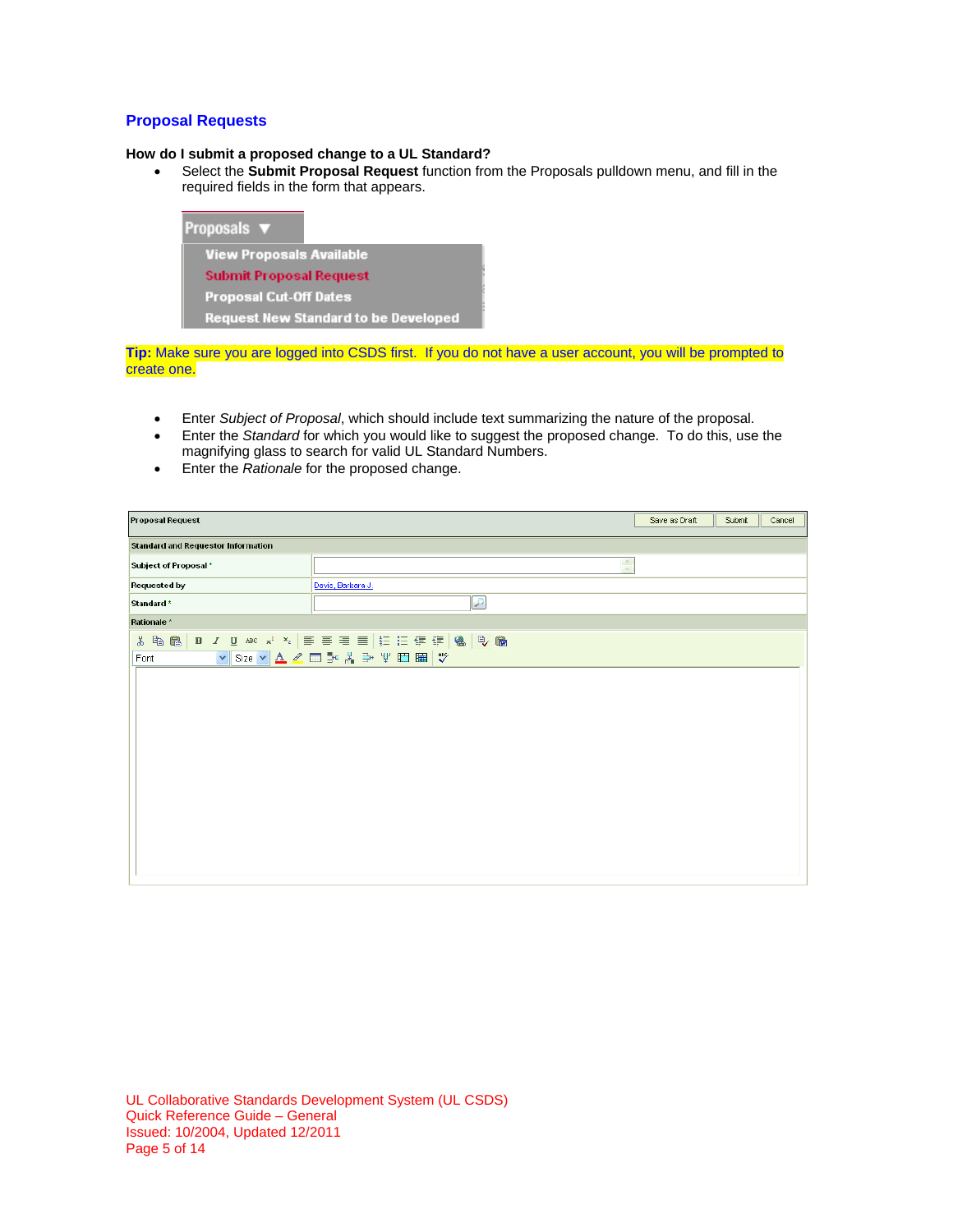## Proposal Requests

**How do I submit a proposed change to a UL Standard?**

- Select the **Submit Proposal Request** function from the Proposals pulldown menu, and fill in the required fields in the form that appears.

**Tip:** Make sure you are logged into CSDS first. If you do not have a user account, you will be prompted to create one.

- Enter *Subject of Proposal*, which should include text summarizing the nature of the proposal.
- Enter the *Standard* for which you would like to suggest the proposed change. To do this, use the magnifying glass to search for valid UL Standard Numbers.
- Enter the *Rationale* for the proposed change.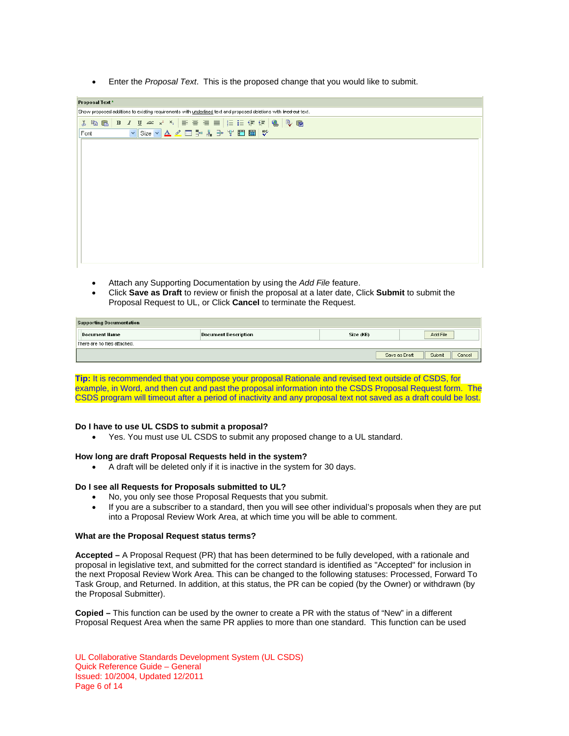- Enter the *Proposal Text*. This is the proposed change that you would like to submit.

**Proposal Text** *

Show proposed additions to existing requirements with underlined text and proposed deletions with lined-out text.

- Attach any Supporting Documentation by using the *Add File* feature.
- Click **Save as Draft** to review or finish the proposal at a later date, Click **Submit** to submit the Proposal Request to UL, or Click **Cancel** to terminate the Request.

**Supporting Documentation**

| Document Name | Document Description | Size (KB) | Add File |
|---|---|---|---|
| There are no files attached. | | | |

Save as Draft | Submit | Cancel

**Tip:** It is recommended that you compose your proposal Rationale and revised text outside of CSDS, for example, in Word, and then cut and past the proposal information into the CSDS Proposal Request form. The CSDS program will timeout after a period of inactivity and any proposal text not saved as a draft could be lost.

**Do I have to use UL CSDS to submit a proposal?**

- Yes. You must use UL CSDS to submit any proposed change to a UL standard.

**How long are draft Proposal Requests held in the system?**

- A draft will be deleted only if it is inactive in the system for 30 days.

**Do I see all Requests for Proposals submitted to UL?**

- No, you only see those Proposal Requests that you submit.
- If you are a subscriber to a standard, then you will see other individual's proposals when they are put into a Proposal Review Work Area, at which time you will be able to comment.

**What are the Proposal Request status terms?**

**Accepted –** A Proposal Request (PR) that has been determined to be fully developed, with a rationale and proposal in legislative text, and submitted for the correct standard is identified as "Accepted" for inclusion in the next Proposal Review Work Area. This can be changed to the following statuses: Processed, Forward To Task Group, and Returned. In addition, at this status, the PR can be copied (by the Owner) or withdrawn (by the Proposal Submitter).

**Copied –** This function can be used by the owner to create a PR with the status of "New" in a different Proposal Request Area when the same PR applies to more than one standard. This function can be used

UL Collaborative Standards Development System (UL CSDS)
Quick Reference Guide – General
Issued: 10/2004, Updated 12/2011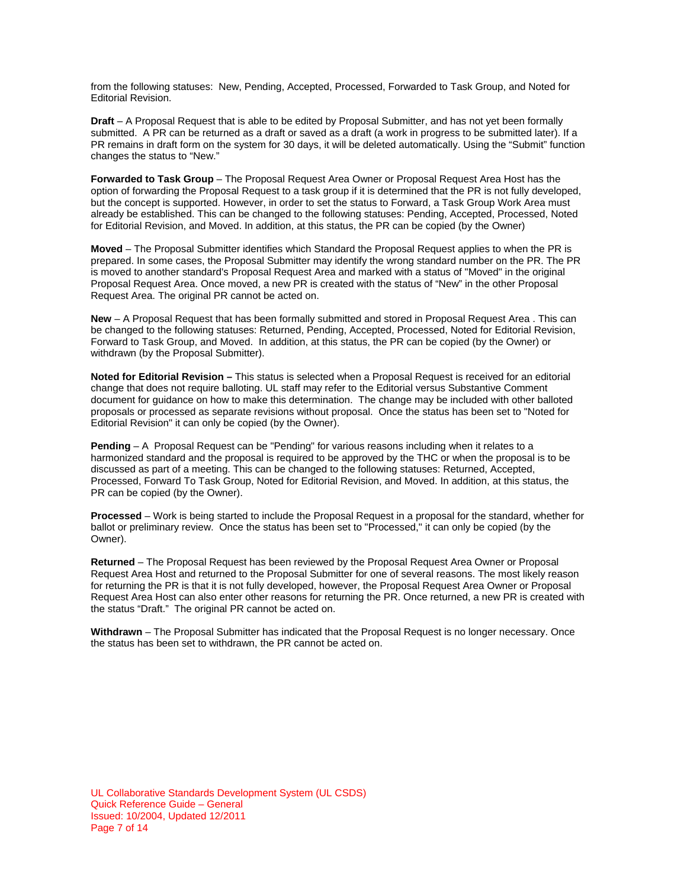from the following statuses: New, Pending, Accepted, Processed, Forwarded to Task Group, and Noted for Editorial Revision.

**Draft** – A Proposal Request that is able to be edited by Proposal Submitter, and has not yet been formally submitted. A PR can be returned as a draft or saved as a draft (a work in progress to be submitted later). If a PR remains in draft form on the system for 30 days, it will be deleted automatically. Using the "Submit" function changes the status to "New."

**Forwarded to Task Group** – The Proposal Request Area Owner or Proposal Request Area Host has the option of forwarding the Proposal Request to a task group if it is determined that the PR is not fully developed, but the concept is supported. However, in order to set the status to Forward, a Task Group Work Area must already be established. This can be changed to the following statuses: Pending, Accepted, Processed, Noted for Editorial Revision, and Moved. In addition, at this status, the PR can be copied (by the Owner)

**Moved** – The Proposal Submitter identifies which Standard the Proposal Request applies to when the PR is prepared. In some cases, the Proposal Submitter may identify the wrong standard number on the PR. The PR is moved to another standard's Proposal Request Area and marked with a status of "Moved" in the original Proposal Request Area. Once moved, a new PR is created with the status of "New" in the other Proposal Request Area. The original PR cannot be acted on.

**New** – A Proposal Request that has been formally submitted and stored in Proposal Request Area . This can be changed to the following statuses: Returned, Pending, Accepted, Processed, Noted for Editorial Revision, Forward to Task Group, and Moved. In addition, at this status, the PR can be copied (by the Owner) or withdrawn (by the Proposal Submitter).

**Noted for Editorial Revision –** This status is selected when a Proposal Request is received for an editorial change that does not require balloting. UL staff may refer to the Editorial versus Substantive Comment document for guidance on how to make this determination. The change may be included with other balloted proposals or processed as separate revisions without proposal. Once the status has been set to "Noted for Editorial Revision" it can only be copied (by the Owner).

**Pending** – A Proposal Request can be "Pending" for various reasons including when it relates to a harmonized standard and the proposal is required to be approved by the THC or when the proposal is to be discussed as part of a meeting. This can be changed to the following statuses: Returned, Accepted, Processed, Forward To Task Group, Noted for Editorial Revision, and Moved. In addition, at this status, the PR can be copied (by the Owner).

**Processed** – Work is being started to include the Proposal Request in a proposal for the standard, whether for ballot or preliminary review. Once the status has been set to "Processed," it can only be copied (by the Owner).

**Returned** – The Proposal Request has been reviewed by the Proposal Request Area Owner or Proposal Request Area Host and returned to the Proposal Submitter for one of several reasons. The most likely reason for returning the PR is that it is not fully developed, however, the Proposal Request Area Owner or Proposal Request Area Host can also enter other reasons for returning the PR. Once returned, a new PR is created with the status "Draft." The original PR cannot be acted on.

**Withdrawn** – The Proposal Submitter has indicated that the Proposal Request is no longer necessary. Once the status has been set to withdrawn, the PR cannot be acted on.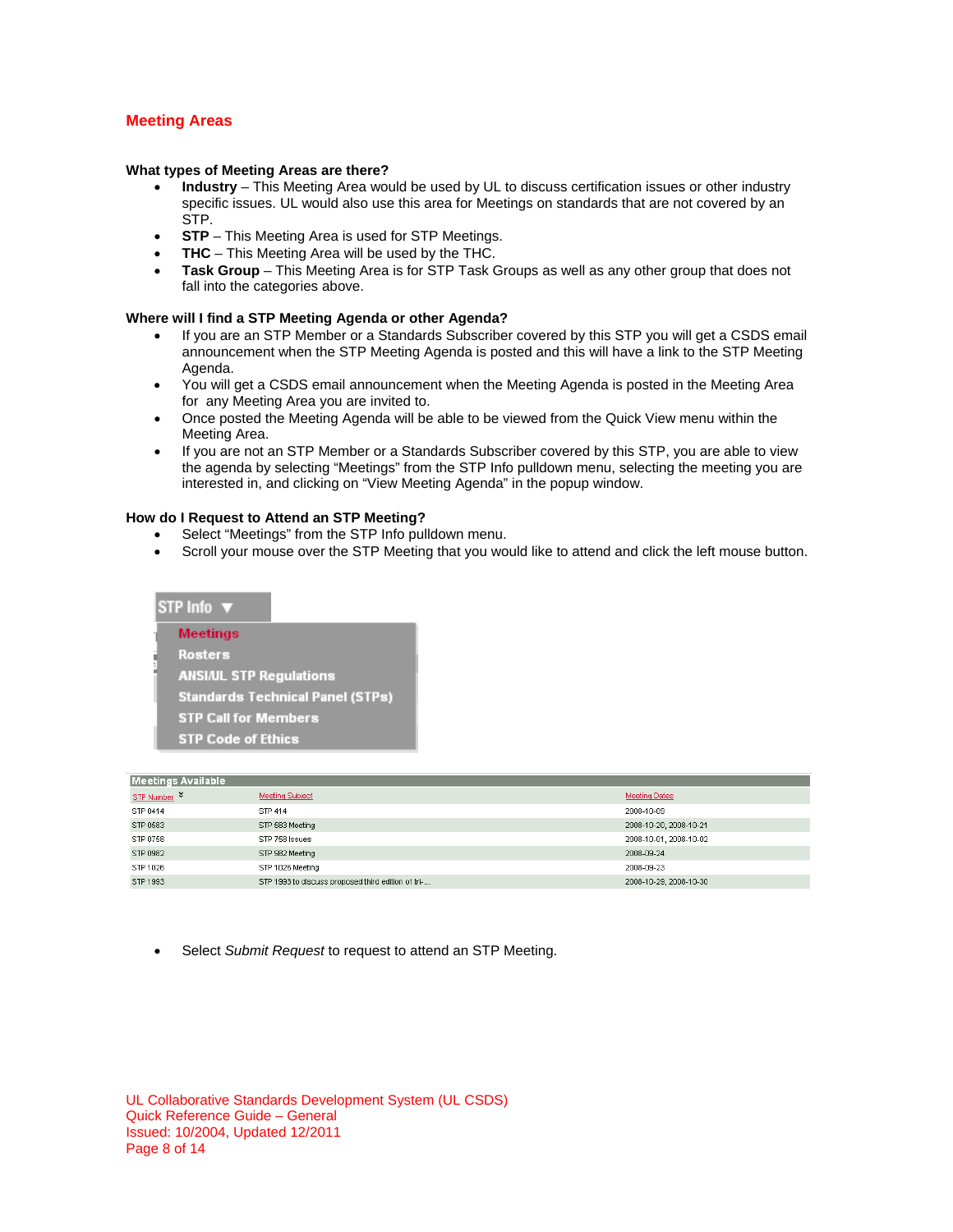## Meeting Areas

**What types of Meeting Areas are there?**

- **Industry** – This Meeting Area would be used by UL to discuss certification issues or other industry specific issues. UL would also use this area for Meetings on standards that are not covered by an STP.
- **STP** – This Meeting Area is used for STP Meetings.
- **THC** – This Meeting Area will be used by the THC.
- **Task Group** – This Meeting Area is for STP Task Groups as well as any other group that does not fall into the categories above.

**Where will I find a STP Meeting Agenda or other Agenda?**

- If you are an STP Member or a Standards Subscriber covered by this STP you will get a CSDS email announcement when the STP Meeting Agenda is posted and this will have a link to the STP Meeting Agenda.
- You will get a CSDS email announcement when the Meeting Agenda is posted in the Meeting Area for any Meeting Area you are invited to.
- Once posted the Meeting Agenda will be able to be viewed from the Quick View menu within the Meeting Area.
- If you are not an STP Member or a Standards Subscriber covered by this STP, you are able to view the agenda by selecting "Meetings" from the STP Info pulldown menu, selecting the meeting you are interested in, and clicking on "View Meeting Agenda" in the popup window.

**How do I Request to Attend an STP Meeting?**

- Select "Meetings" from the STP Info pulldown menu.
- Scroll your mouse over the STP Meeting that you would like to attend and click the left mouse button.

STP Info ▼

- Meetings
- Rosters
- ANSI/UL STP Regulations
- Standards Technical Panel (STPs)
- STP Call for Members
- STP Code of Ethics

**Meetings Available**

| STP Number | Meeting Subject | Meeting Dates |
|---|---|---|
| STP 0414 | STP 414 | 2008-10-09 |
| STP 0583 | STP 583 Meeting | 2008-10-20, 2008-10-21 |
| STP 0758 | STP 758 Issues | 2008-10-01, 2008-10-02 |
| STP 0982 | STP 982 Meeting | 2008-09-24 |
| STP 1026 | STP 1026 Meeting | 2008-09-23 |
| STP 1993 | STP 1993 to discuss proposed third edition of tri-... | 2008-10-29, 2008-10-30 |

- Select *Submit Request* to request to attend an STP Meeting.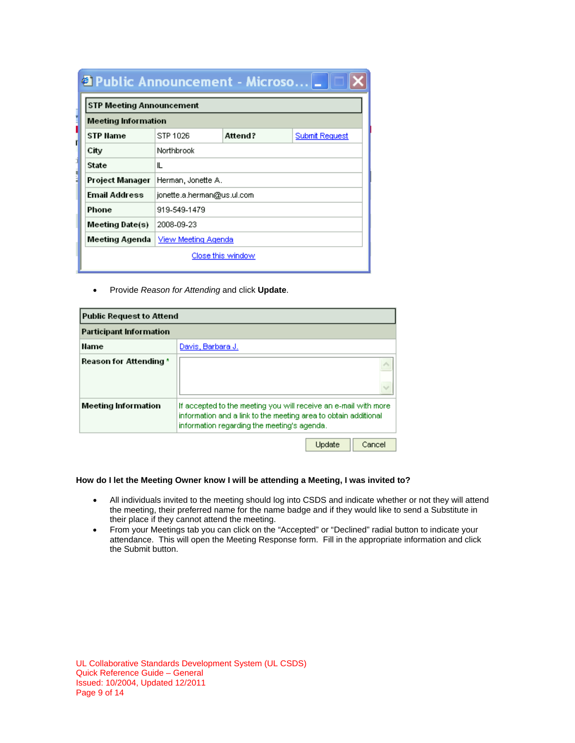| STP Meeting Announcement | | | |
|---|---|---|---|
| **Meeting Information** | | | |
| **STP Name** | STP 1026 | **Attend?** | Submit Request |
| **City** | Northbrook | | |
| **State** | IL | | |
| **Project Manager** | Herman, Jonette A. | | |
| **Email Address** | jonette.a.herman@us.ul.com | | |
| **Phone** | 919-549-1479 | | |
| **Meeting Date(s)** | 2008-09-23 | | |
| **Meeting Agenda** | View Meeting Agenda | | |

Close this window

- Provide *Reason for Attending* and click **Update**.

| Public Request to Attend | |
|---|---|
| **Participant Information** | |
| **Name** | Davis, Barbara J. |
| **Reason for Attending** * | |
| **Meeting Information** | If accepted to the meeting you will receive an e-mail with more information and a link to the meeting area to obtain additional information regarding the meeting's agenda. |

Update | Cancel

**How do I let the Meeting Owner know I will be attending a Meeting, I was invited to?**

- All individuals invited to the meeting should log into CSDS and indicate whether or not they will attend the meeting, their preferred name for the name badge and if they would like to send a Substitute in their place if they cannot attend the meeting.
- From your Meetings tab you can click on the “Accepted” or “Declined” radial button to indicate your attendance. This will open the Meeting Response form. Fill in the appropriate information and click the Submit button.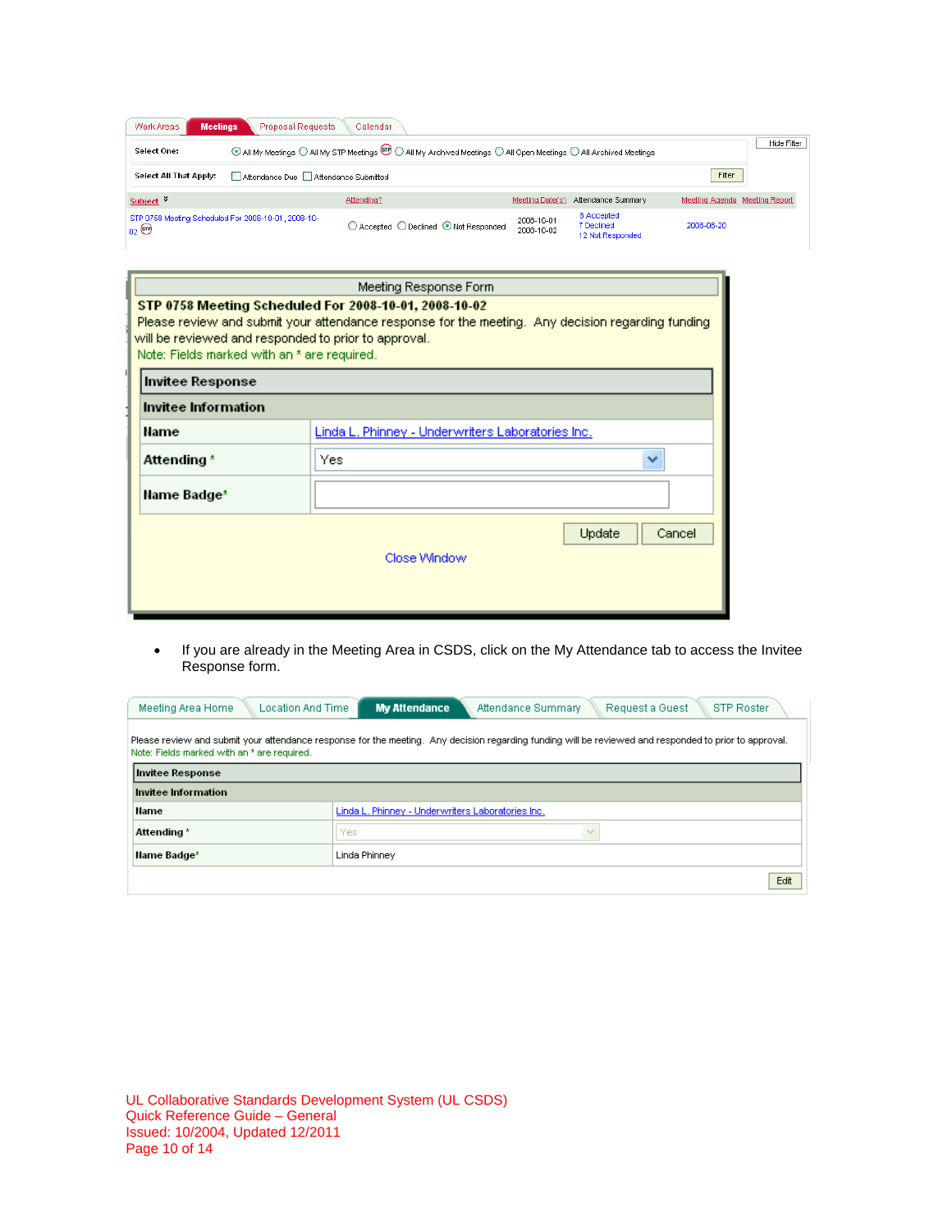| Work Areas | Meetings | Proposal Requests | Calendar |
|---|---|---|---|

Select One: ⦿ All My Meetings ○ All My STP Meetings ○ All My Archived Meetings ○ All Open Meetings ○ All Archived Meetings

Hide Filter

Select All That Apply: ☐ Attendance Due ☐ Attendance Submitted

Filter

| Subject | Attending? | Meeting Date(s) | Attendance Summary | Meeting Agenda | Meeting Report |
|---|---|---|---|---|---|
| STP 0758 Meeting Scheduled For 2008-10-01, 2008-10-02 | ○ Accepted ○ Declined ⦿ Not Responded | 2008-10-01 2008-10-02 | 8 Accepted 7 Declined 12 Not Responded | 2008-08-20 | |

**Meeting Response Form**

**STP 0758 Meeting Scheduled For 2008-10-01, 2008-10-02**

Please review and submit your attendance response for the meeting. Any decision regarding funding will be reviewed and responded to prior to approval.

Note: Fields marked with an * are required.

| Invitee Response | |
|---|---|
| **Invitee Information** | |
| **Name** | Linda L. Phinney - Underwriters Laboratories Inc. |
| **Attending** * | Yes |
| **Name Badge*** | |

Update | Cancel

Close Window

- If you are already in the Meeting Area in CSDS, click on the My Attendance tab to access the Invitee Response form.

| Meeting Area Home | Location And Time | My Attendance | Attendance Summary | Request a Guest | STP Roster |
|---|---|---|---|---|---|

Please review and submit your attendance response for the meeting. Any decision regarding funding will be reviewed and responded to prior to approval.

Note: Fields marked with an * are required.

| Invitee Response | |
|---|---|
| **Invitee Information** | |
| **Name** | Linda L. Phinney - Underwriters Laboratories Inc. |
| **Attending** * | Yes |
| **Name Badge*** | Linda Phinney |

Edit

UL Collaborative Standards Development System (UL CSDS)
Quick Reference Guide – General
Issued: 10/2004, Updated 12/2011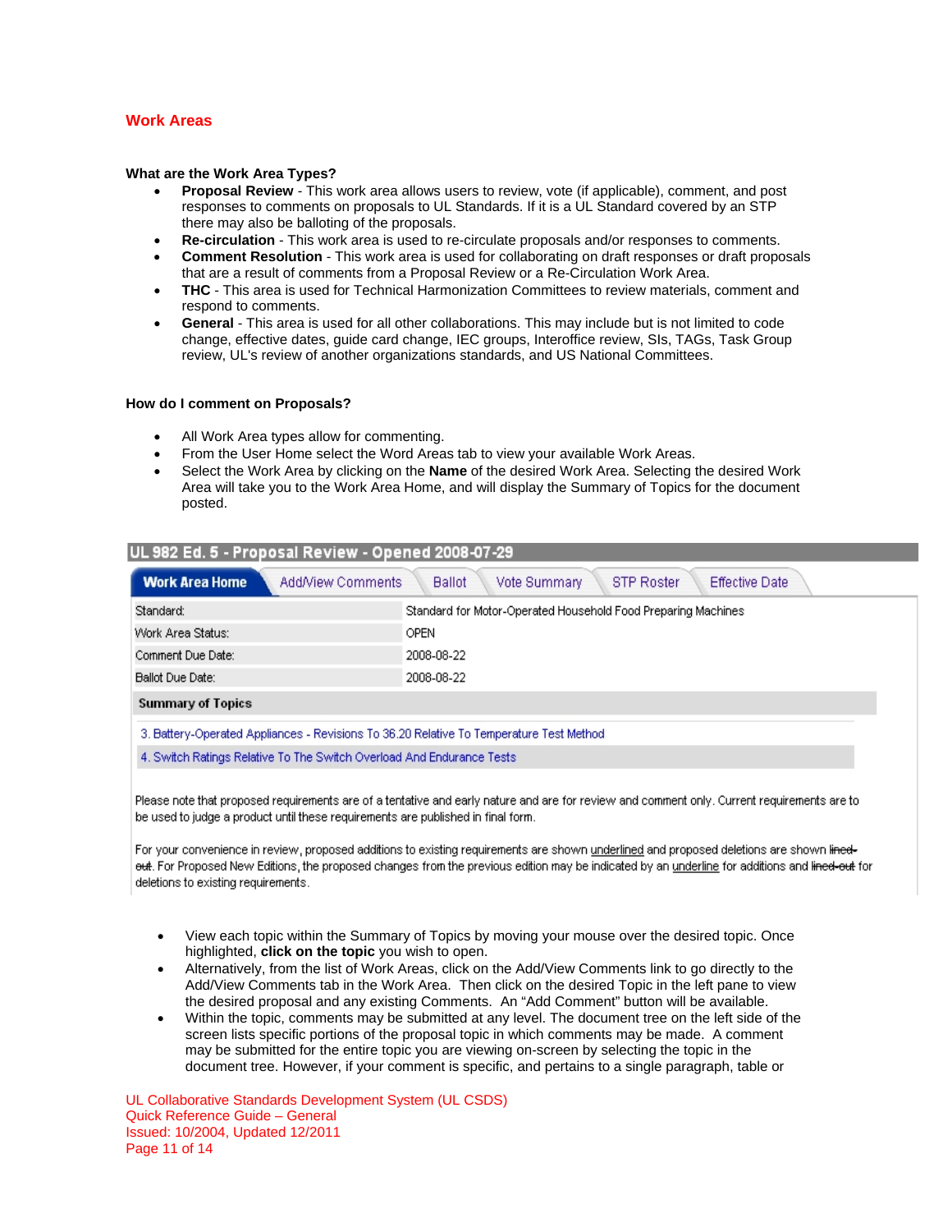## Work Areas

**What are the Work Area Types?**

- **Proposal Review** - This work area allows users to review, vote (if applicable), comment, and post responses to comments on proposals to UL Standards. If it is a UL Standard covered by an STP there may also be balloting of the proposals.
- **Re-circulation** - This work area is used to re-circulate proposals and/or responses to comments.
- **Comment Resolution** - This work area is used for collaborating on draft responses or draft proposals that are a result of comments from a Proposal Review or a Re-Circulation Work Area.
- **THC** - This area is used for Technical Harmonization Committees to review materials, comment and respond to comments.
- **General** - This area is used for all other collaborations. This may include but is not limited to code change, effective dates, guide card change, IEC groups, Interoffice review, SIs, TAGs, Task Group review, UL's review of another organizations standards, and US National Committees.

**How do I comment on Proposals?**

- All Work Area types allow for commenting.
- From the User Home select the Word Areas tab to view your available Work Areas.
- Select the Work Area by clicking on the **Name** of the desired Work Area. Selecting the desired Work Area will take you to the Work Area Home, and will display the Summary of Topics for the document posted.

**UL 982 Ed. 5 - Proposal Review - Opened 2008-07-29**

Work Area Home | Add/View Comments | Ballot | Vote Summary | STP Roster | Effective Date

| | |
|---|---|
| Standard: | Standard for Motor-Operated Household Food Preparing Machines |
| Work Area Status: | OPEN |
| Comment Due Date: | 2008-08-22 |
| Ballot Due Date: | 2008-08-22 |

**Summary of Topics**

3. Battery-Operated Appliances - Revisions To 36.20 Relative To Temperature Test Method
4. Switch Ratings Relative To The Switch Overload And Endurance Tests

Please note that proposed requirements are of a tentative and early nature and are for review and comment only. Current requirements are to be used to judge a product until these requirements are published in final form.

For your convenience in review, proposed additions to existing requirements are shown <u>underlined</u> and proposed deletions are shown ~~lined-out~~. For Proposed New Editions, the proposed changes from the previous edition may be indicated by an <u>underline</u> for additions and ~~lined-out~~ for deletions to existing requirements.

- View each topic within the Summary of Topics by moving your mouse over the desired topic. Once highlighted, **click on the topic** you wish to open.
- Alternatively, from the list of Work Areas, click on the Add/View Comments link to go directly to the Add/View Comments tab in the Work Area. Then click on the desired Topic in the left pane to view the desired proposal and any existing Comments. An "Add Comment" button will be available.
- Within the topic, comments may be submitted at any level. The document tree on the left side of the screen lists specific portions of the proposal topic in which comments may be made. A comment may be submitted for the entire topic you are viewing on-screen by selecting the topic in the document tree. However, if your comment is specific, and pertains to a single paragraph, table or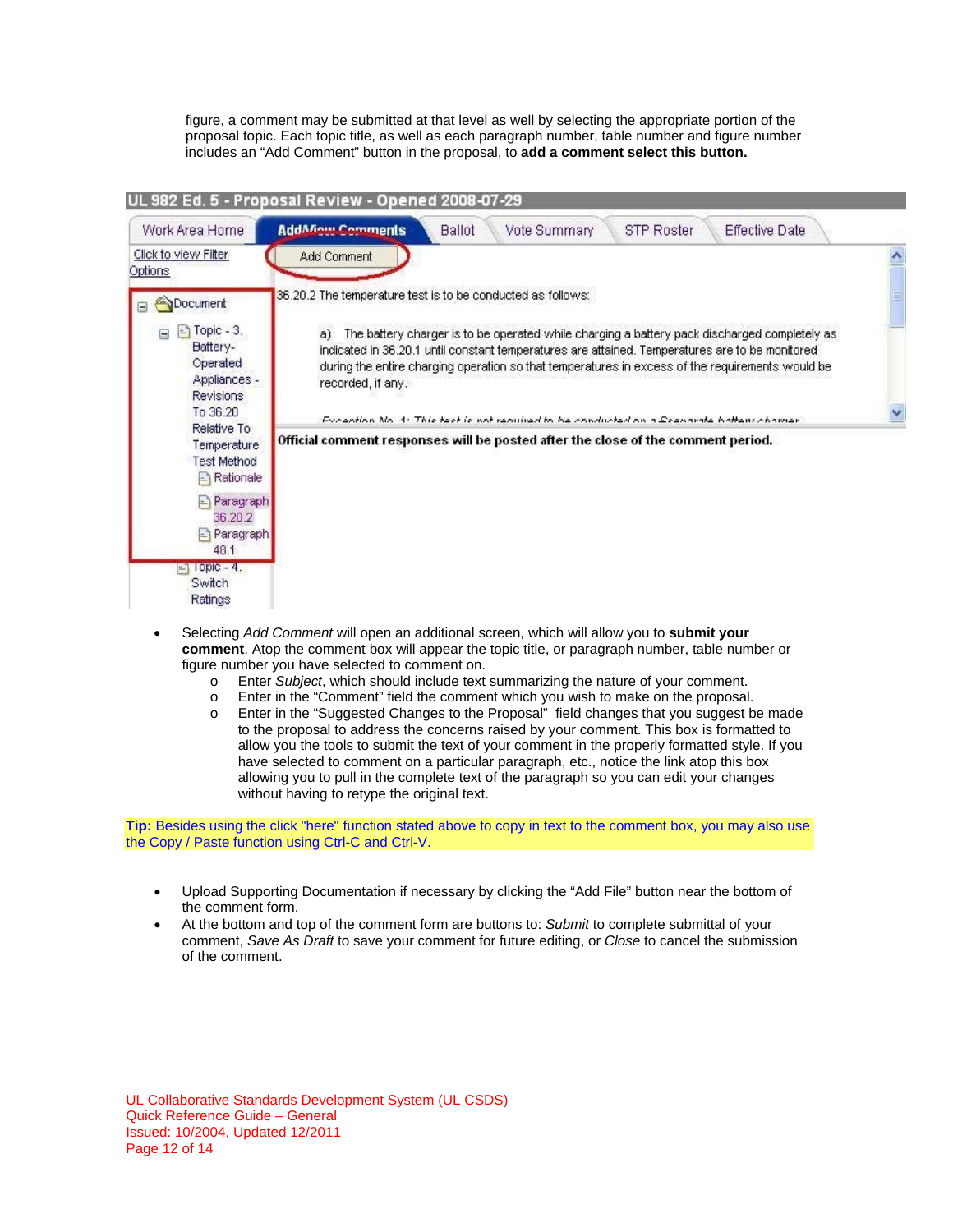figure, a comment may be submitted at that level as well by selecting the appropriate portion of the proposal topic. Each topic title, as well as each paragraph number, table number and figure number includes an “Add Comment” button in the proposal, to **add a comment select this button.**

- Selecting *Add Comment* will open an additional screen, which will allow you to **submit your comment**. Atop the comment box will appear the topic title, or paragraph number, table number or figure number you have selected to comment on.
  - Enter *Subject*, which should include text summarizing the nature of your comment.
  - Enter in the “Comment” field the comment which you wish to make on the proposal.
  - Enter in the “Suggested Changes to the Proposal” field changes that you suggest be made to the proposal to address the concerns raised by your comment. This box is formatted to allow you the tools to submit the text of your comment in the properly formatted style. If you have selected to comment on a particular paragraph, etc., notice the link atop this box allowing you to pull in the complete text of the paragraph so you can edit your changes without having to retype the original text.

**Tip:** Besides using the click "here" function stated above to copy in text to the comment box, you may also use the Copy / Paste function using Ctrl-C and Ctrl-V.

- Upload Supporting Documentation if necessary by clicking the “Add File” button near the bottom of the comment form.
- At the bottom and top of the comment form are buttons to: *Submit* to complete submittal of your comment, *Save As Draft* to save your comment for future editing, or *Close* to cancel the submission of the comment.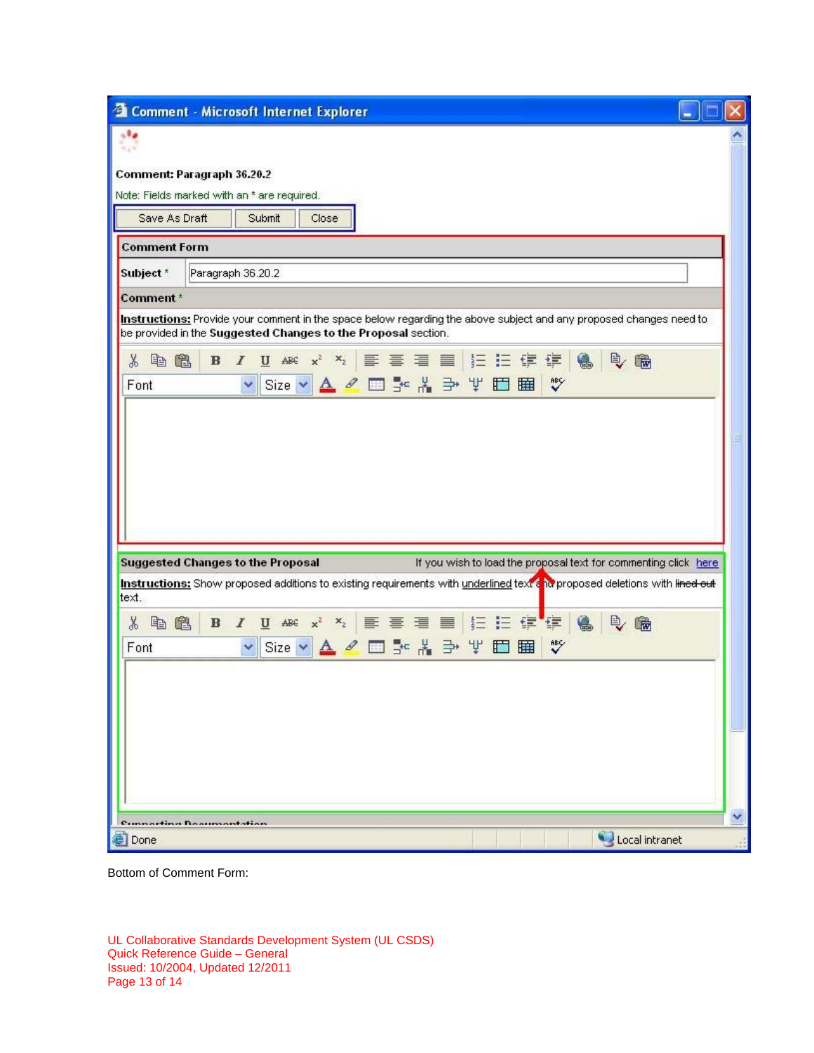Comment - Microsoft Internet Explorer

Comment: Paragraph 36.20.2

Note: Fields marked with an * are required.

Save As Draft | Submit | Close

**Comment Form**

**Subject *** Paragraph 36.20.2

**Comment ***

**Instructions:** Provide your comment in the space below regarding the above subject and any proposed changes need to be provided in the **Suggested Changes to the Proposal** section.

**Suggested Changes to the Proposal** If you wish to load the proposal text for commenting click here

**Instructions:** Show proposed additions to existing requirements with underlined text and proposed deletions with ~~lined-out~~ text.

Supporting Documentation

Done | Local intranet

Bottom of Comment Form: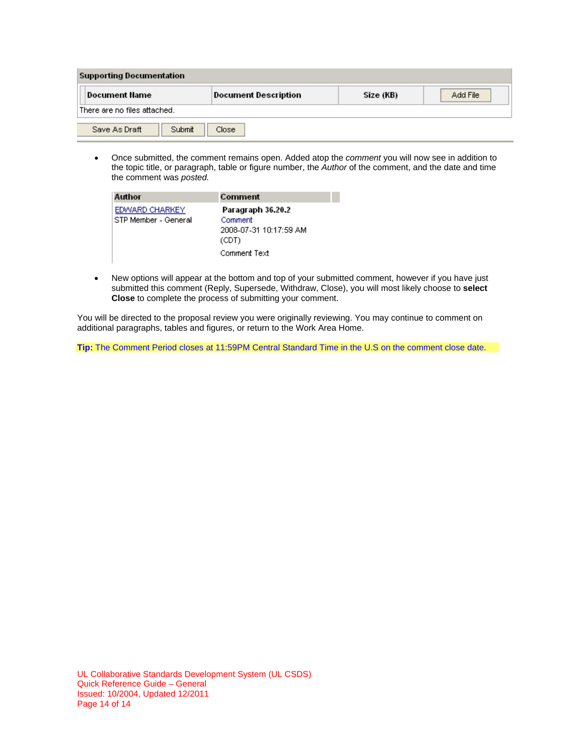| Supporting Documentation | | | |
| --- | --- | --- | --- |
| Document Name | Document Description | Size (KB) | Add File |
| There are no files attached. | | | |

Save As Draft | Submit | Close

- Once submitted, the comment remains open. Added atop the *comment* you will now see in addition to the topic title, or paragraph, table or figure number, the *Author* of the comment, and the date and time the comment was *posted.*

| Author | Comment |
| --- | --- |
| EDWARD CHARKEY<br>STP Member - General | **Paragraph 36.20.2**<br>Comment<br>2008-07-31 10:17:59 AM (CDT)<br>Comment Text |

- New options will appear at the bottom and top of your submitted comment, however if you have just submitted this comment (Reply, Supersede, Withdraw, Close), you will most likely choose to **select Close** to complete the process of submitting your comment.

You will be directed to the proposal review you were originally reviewing. You may continue to comment on additional paragraphs, tables and figures, or return to the Work Area Home.

**Tip:** The Comment Period closes at 11:59PM Central Standard Time in the U.S on the comment close date.